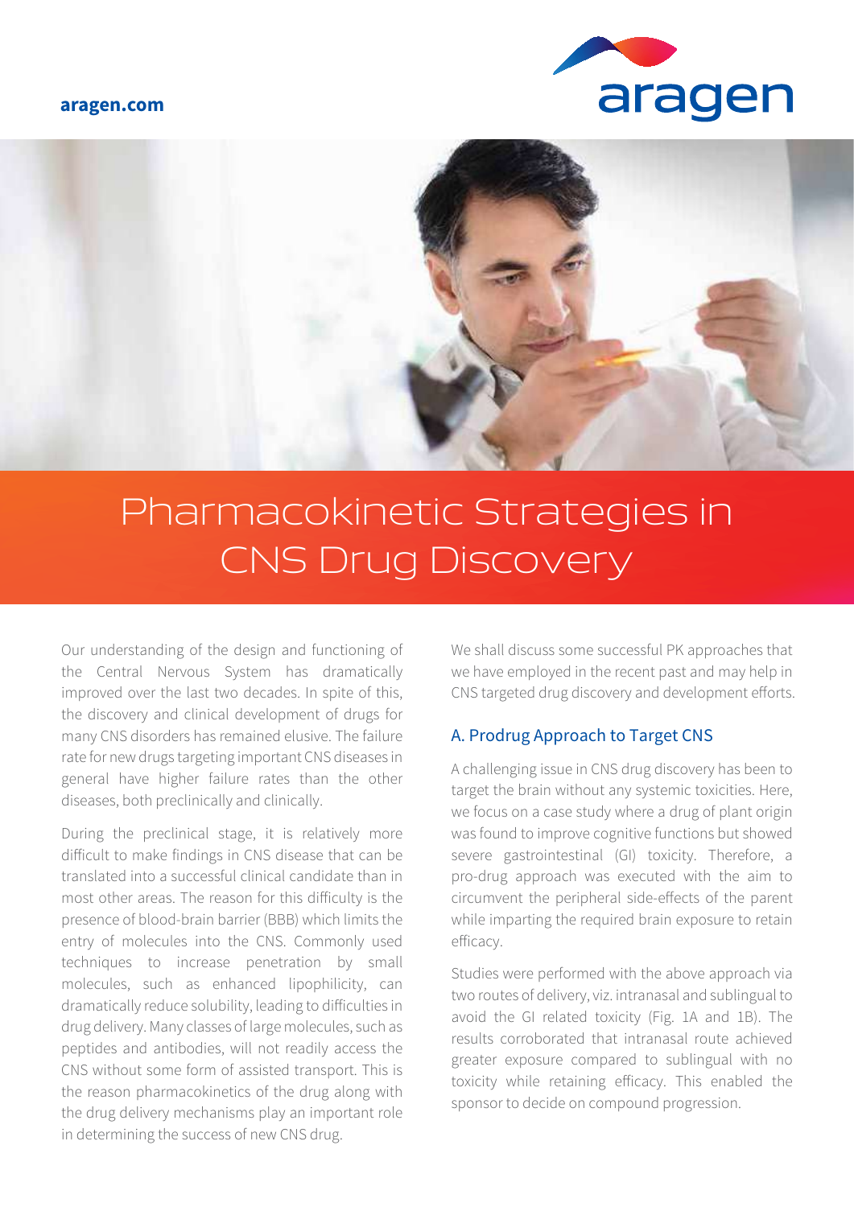# Pharmacokinetic Strategies in CNS Drug Discovery

Our understanding of the design and functioning of the Central Nervous System has dramatically improved over the last two decades. In spite of this, the discovery and clinical development of drugs for many CNS disorders has remained elusive. The failure rate for new drugs targeting important CNS diseases in general have higher failure rates than the other diseases, both preclinically and clinically.

During the preclinical stage, it is relatively more difficult to make findings in CNS disease that can be translated into a successful clinical candidate than in most other areas. The reason for this difficulty is the presence of blood-brain barrier (BBB) which limits the entry of molecules into the CNS. Commonly used techniques to increase penetration by small molecules, such as enhanced lipophilicity, can dramatically reduce solubility, leading to difficulties in drug delivery. Many classes of large molecules, such as peptides and antibodies, will not readily access the CNS without some form of assisted transport. This is the reason pharmacokinetics of the drug along with the drug delivery mechanisms play an important role in determining the success of new CNS drug.

We shall discuss some successful PK approaches that we have employed in the recent past and may help in CNS targeted drug discovery and development efforts.

## A. Prodrug Approach to Target CNS

A challenging issue in CNS drug discovery has been to target the brain without any systemic toxicities. Here, we focus on a case study where a drug of plant origin was found to improve cognitive functions but showed severe gastrointestinal (GI) toxicity. Therefore, a pro-drug approach was executed with the aim to circumvent the peripheral side-effects of the parent while imparting the required brain exposure to retain efficacy.

Studies were performed with the above approach via two routes of delivery, viz. intranasal and sublingual to avoid the GI related toxicity (Fig. 1A and 1B). The results corroborated that intranasal route achieved greater exposure compared to sublingual with no toxicity while retaining efficacy. This enabled the sponsor to decide on compound progression.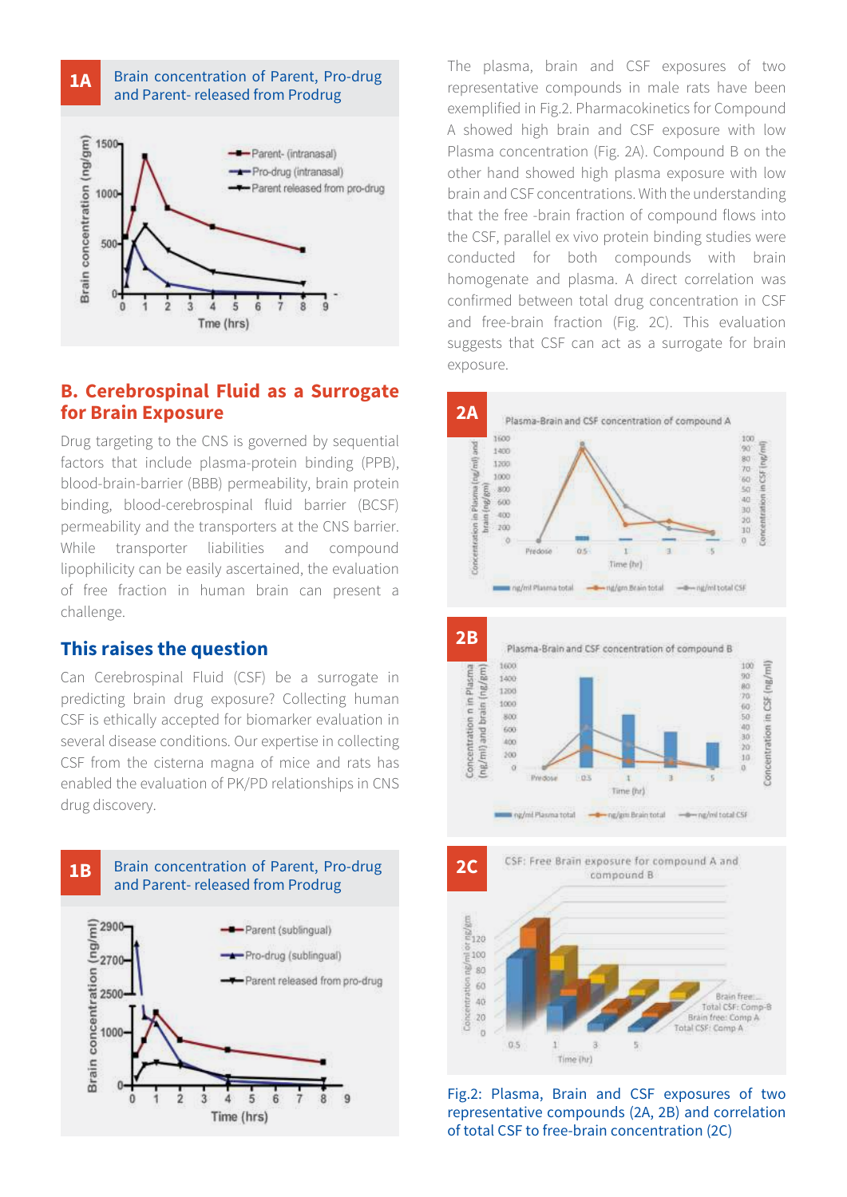**1A** Brain concentration of Parent, Pro-drug and Parent- released from Prodrug

## B. Cerebrospinal Fluid as a Surrogate for Brain Exposure

Drug targeting to the CNS is governed by sequential factors that include plasma-protein binding (PPB), blood-brain-barrier (BBB) permeability, brain protein binding, blood-cerebrospinal fluid barrier (BCSF) permeability and the transporters at the CNS barrier. While transporter liabilities and compound lipophilicity can be easily ascertained, the evaluation of free fraction in human brain can present a challenge.

### This raises the question

Can Cerebrospinal Fluid (CSF) be a surrogate in predicting brain drug exposure? Collecting human CSF is ethically accepted for biomarker evaluation in several disease conditions. Our expertise in collecting CSF from the cisterna magna of mice and rats has enabled the evaluation of PK/PD relationships in CNS drug discovery.

**1B** Brain concentration of Parent, Pro-drug and Parent- released from Prodrug

The plasma, brain and CSF exposures of two representative compounds in male rats have been exemplified in Fig.2. Pharmacokinetics for Compound A showed high brain and CSF exposure with low Plasma concentration (Fig. 2A). Compound B on the other hand showed high plasma exposure with low brain and CSF concentrations. With the understanding that the free -brain fraction of compound flows into the CSF, parallel ex vivo protein binding studies were conducted for both compounds with brain homogenate and plasma. A direct correlation was confirmed between total drug concentration in CSF and free-brain fraction (Fig. 2C). This evaluation suggests that CSF can act as a surrogate for brain exposure.

**2A**

**2B**

**2C**

Fig.2: Plasma, Brain and CSF exposures of two representative compounds (2A, 2B) and correlation of total CSF to free-brain concentration (2C)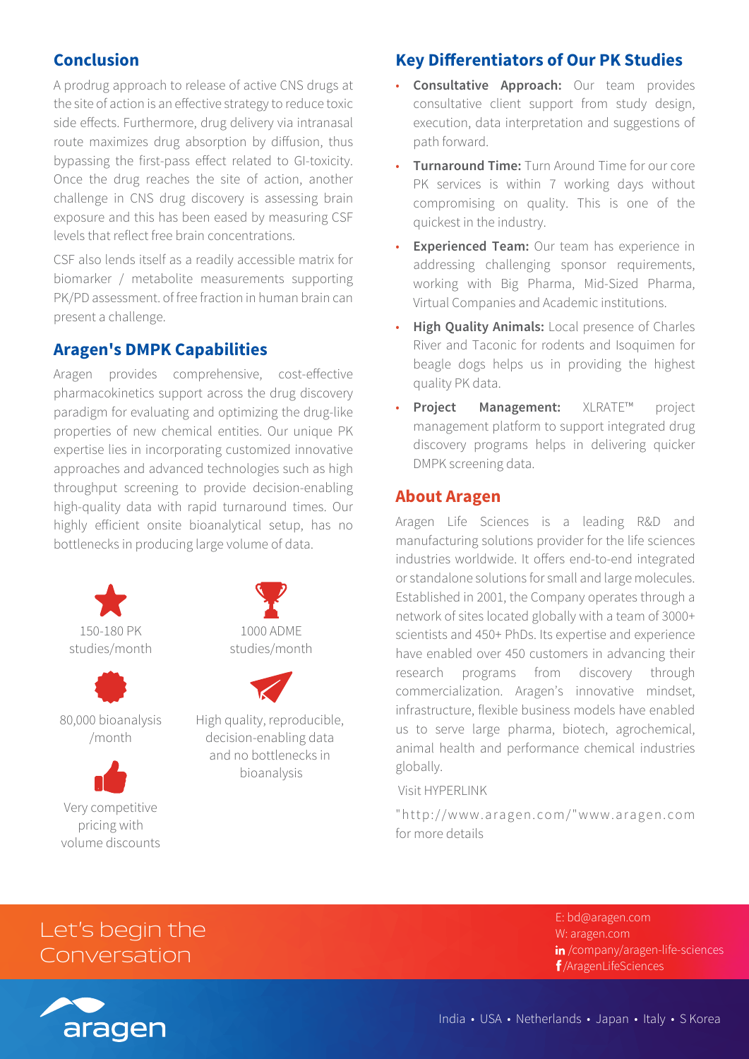## Conclusion

A prodrug approach to release of active CNS drugs at the site of action is an effective strategy to reduce toxic side effects. Furthermore, drug delivery via intranasal route maximizes drug absorption by diffusion, thus bypassing the first-pass effect related to GI-toxicity. Once the drug reaches the site of action, another challenge in CNS drug discovery is assessing brain exposure and this has been eased by measuring CSF levels that reflect free brain concentrations.

CSF also lends itself as a readily accessible matrix for biomarker / metabolite measurements supporting PK/PD assessment. of free fraction in human brain can present a challenge.

## Aragen's DMPK Capabilities

Aragen provides comprehensive, cost-effective pharmacokinetics support across the drug discovery paradigm for evaluating and optimizing the drug-like properties of new chemical entities. Our unique PK expertise lies in incorporating customized innovative approaches and advanced technologies such as high throughput screening to provide decision-enabling high-quality data with rapid turnaround times. Our highly efficient onsite bioanalytical setup, has no bottlenecks in producing large volume of data.

150-180 PK studies/month

1000 ADME studies/month

80,000 bioanalysis /month

High quality, reproducible, decision-enabling data and no bottlenecks in bioanalysis

Very competitive pricing with volume discounts

## Key Differentiators of Our PK Studies

- **Consultative Approach:** Our team provides consultative client support from study design, execution, data interpretation and suggestions of path forward.
- **Turnaround Time:** Turn Around Time for our core PK services is within 7 working days without compromising on quality. This is one of the quickest in the industry.
- **Experienced Team:** Our team has experience in addressing challenging sponsor requirements, working with Big Pharma, Mid-Sized Pharma, Virtual Companies and Academic institutions.
- **High Quality Animals:** Local presence of Charles River and Taconic for rodents and Isoquimen for beagle dogs helps us in providing the highest quality PK data.
- **Project Management:** XLRATE™ project management platform to support integrated drug discovery programs helps in delivering quicker DMPK screening data.

## About Aragen

Aragen Life Sciences is a leading R&D and manufacturing solutions provider for the life sciences industries worldwide. It offers end-to-end integrated or standalone solutions for small and large molecules. Established in 2001, the Company operates through a network of sites located globally with a team of 3000+ scientists and 450+ PhDs. Its expertise and experience have enabled over 450 customers in advancing their research programs from discovery through commercialization. Aragen's innovative mindset, infrastructure, flexible business models have enabled us to serve large pharma, biotech, agrochemical, animal health and performance chemical industries globally.

Visit HYPERLINK "http://www.aragen.com/"www.aragen.com for more details

Let's begin the Conversation

E: bd@aragen.com
W: aragen.com
/company/aragen-life-sciences
/AragenLifeSciences

aragen

India • USA • Netherlands • Japan • Italy • S Korea